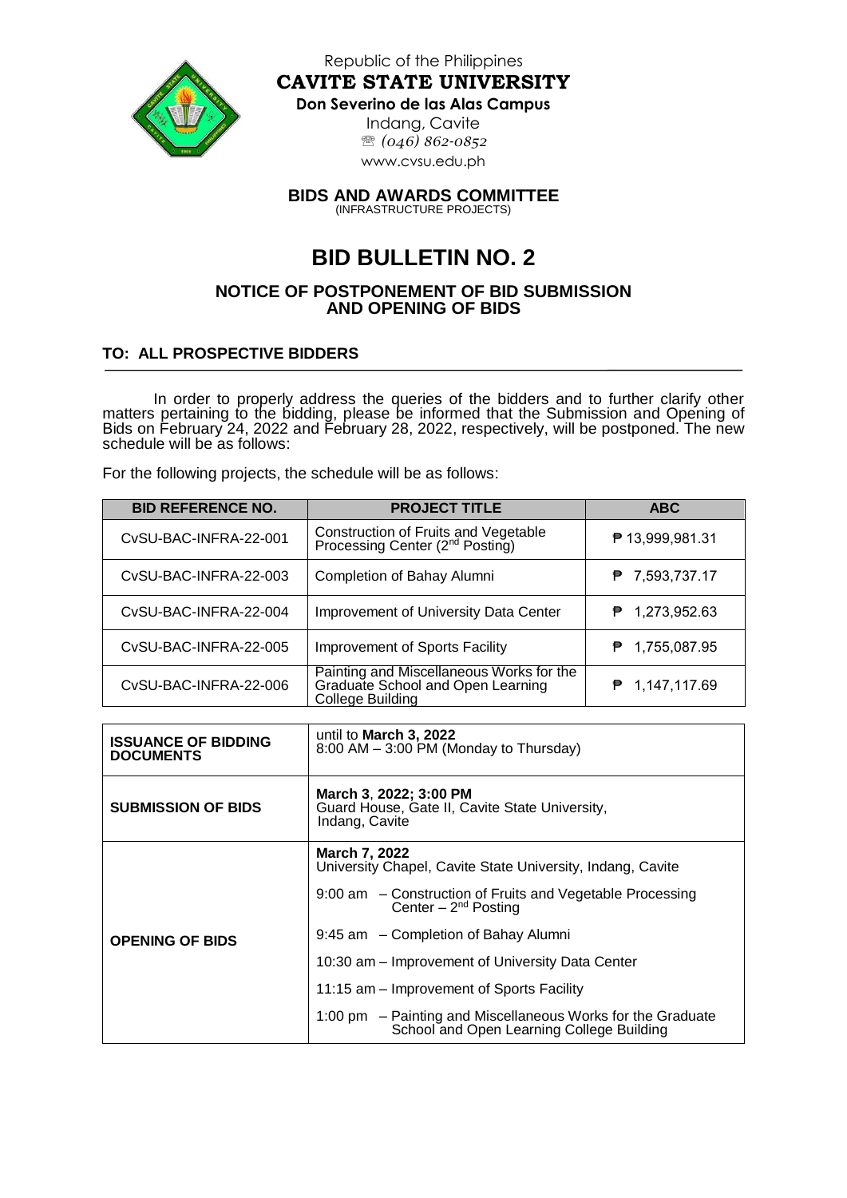Republic of the Philippines

**CAVITE STATE UNIVERSITY**

**Don Severino de las Alas Campus**

Indang, Cavite

(046) 862-0852

www.cvsu.edu.ph

**BIDS AND AWARDS COMMITTEE**

(INFRASTRUCTURE PROJECTS)

# BID BULLETIN NO. 2

## NOTICE OF POSTPONEMENT OF BID SUBMISSION AND OPENING OF BIDS

**TO: ALL PROSPECTIVE BIDDERS**

In order to properly address the queries of the bidders and to further clarify other matters pertaining to the bidding, please be informed that the Submission and Opening of Bids on February 24, 2022 and February 28, 2022, respectively, will be postponed. The new schedule will be as follows:

For the following projects, the schedule will be as follows:

| BID REFERENCE NO. | PROJECT TITLE | ABC |
|---|---|---|
| CvSU-BAC-INFRA-22-001 | Construction of Fruits and Vegetable Processing Center (2nd Posting) | ₱ 13,999,981.31 |
| CvSU-BAC-INFRA-22-003 | Completion of Bahay Alumni | ₱ 7,593,737.17 |
| CvSU-BAC-INFRA-22-004 | Improvement of University Data Center | ₱ 1,273,952.63 |
| CvSU-BAC-INFRA-22-005 | Improvement of Sports Facility | ₱ 1,755,087.95 |
| CvSU-BAC-INFRA-22-006 | Painting and Miscellaneous Works for the Graduate School and Open Learning College Building | ₱ 1,147,117.69 |

| | |
|---|---|
| **ISSUANCE OF BIDDING DOCUMENTS** | until to **March 3, 2022**<br>8:00 AM – 3:00 PM (Monday to Thursday) |
| **SUBMISSION OF BIDS** | **March 3, 2022; 3:00 PM**<br>Guard House, Gate II, Cavite State University, Indang, Cavite |
| **OPENING OF BIDS** | **March 7, 2022**<br>University Chapel, Cavite State University, Indang, Cavite<br>9:00 am – Construction of Fruits and Vegetable Processing Center – 2nd Posting<br>9:45 am – Completion of Bahay Alumni<br>10:30 am – Improvement of University Data Center<br>11:15 am – Improvement of Sports Facility<br>1:00 pm – Painting and Miscellaneous Works for the Graduate School and Open Learning College Building |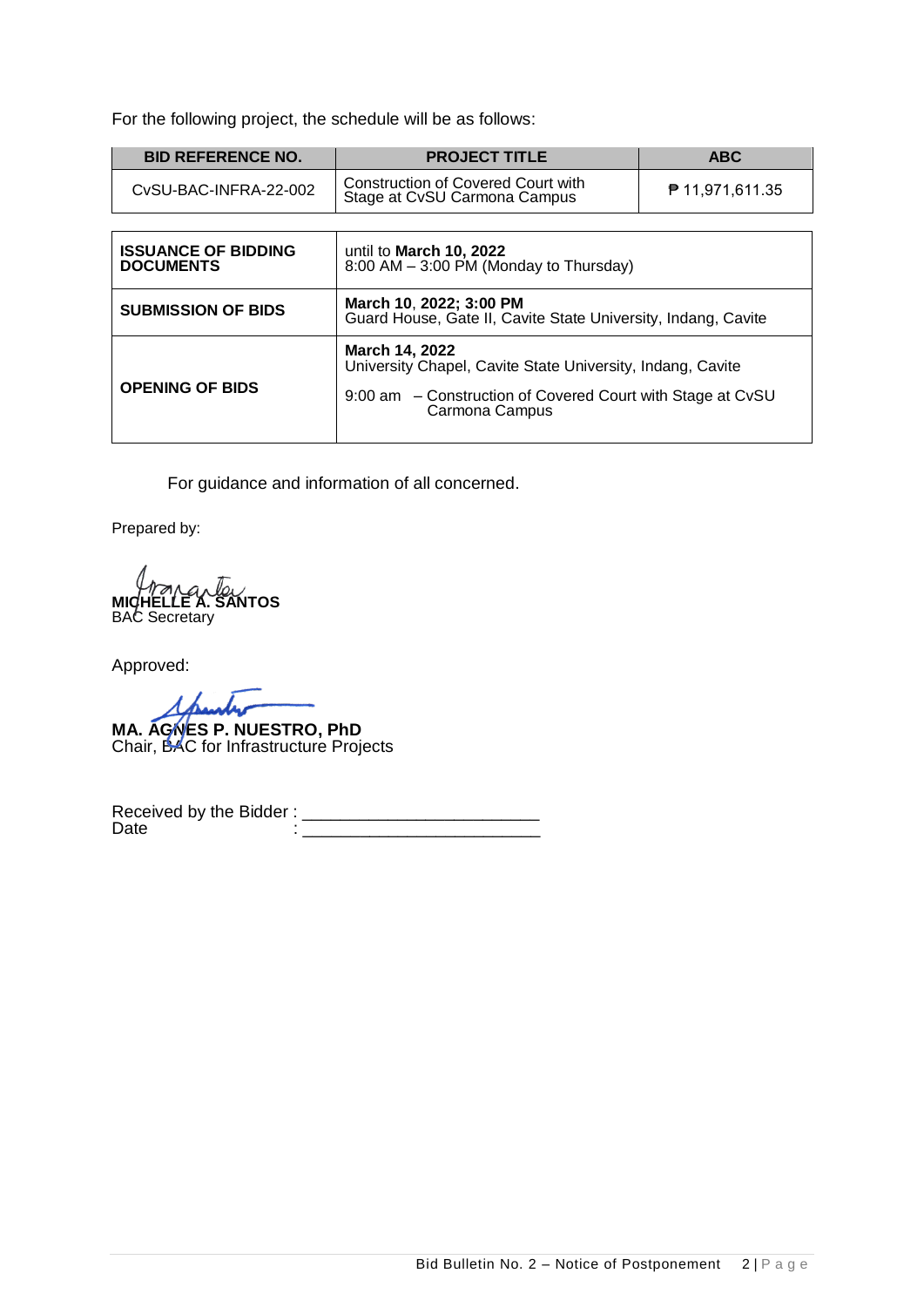For the following project, the schedule will be as follows:

| BID REFERENCE NO. | PROJECT TITLE | ABC |
|---|---|---|
| CvSU-BAC-INFRA-22-002 | Construction of Covered Court with Stage at CvSU Carmona Campus | ₱ 11,971,611.35 |

| | |
|---|---|
| **ISSUANCE OF BIDDING DOCUMENTS** | until to **March 10, 2022**<br>8:00 AM – 3:00 PM (Monday to Thursday) |
| **SUBMISSION OF BIDS** | **March 10, 2022; 3:00 PM**<br>Guard House, Gate II, Cavite State University, Indang, Cavite |
| **OPENING OF BIDS** | **March 14, 2022**<br>University Chapel, Cavite State University, Indang, Cavite<br>9:00 am – Construction of Covered Court with Stage at CvSU Carmona Campus |

For guidance and information of all concerned.

Prepared by:

**MICHELLE A. SANTOS**
BAC Secretary

Approved:

**MA. AGNES P. NUESTRO, PhD**
Chair, BAC for Infrastructure Projects

Received by the Bidder : ________________________
Date : ________________________